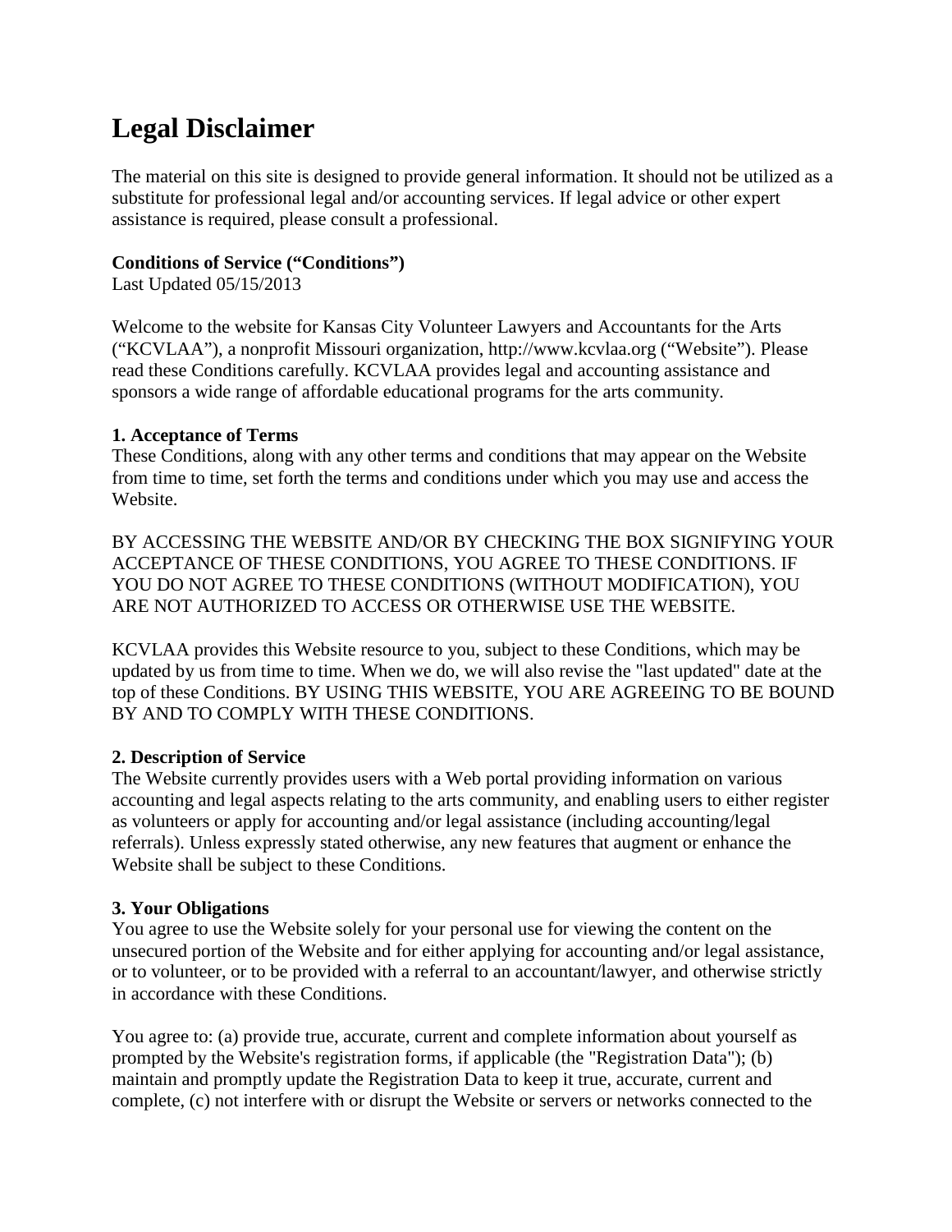# Legal Disclaimer

The material on this site is designed to provide general information. It should not be utilized as a substitute for professional legal and/or accounting services. If legal advice or other expert assistance is required, please consult a professional.

**Conditions of Service ("Conditions")**
Last Updated 05/15/2013

Welcome to the website for Kansas City Volunteer Lawyers and Accountants for the Arts ("KCVLAA"), a nonprofit Missouri organization, http://www.kcvlaa.org ("Website"). Please read these Conditions carefully. KCVLAA provides legal and accounting assistance and sponsors a wide range of affordable educational programs for the arts community.

**1. Acceptance of Terms**
These Conditions, along with any other terms and conditions that may appear on the Website from time to time, set forth the terms and conditions under which you may use and access the Website.

BY ACCESSING THE WEBSITE AND/OR BY CHECKING THE BOX SIGNIFYING YOUR ACCEPTANCE OF THESE CONDITIONS, YOU AGREE TO THESE CONDITIONS. IF YOU DO NOT AGREE TO THESE CONDITIONS (WITHOUT MODIFICATION), YOU ARE NOT AUTHORIZED TO ACCESS OR OTHERWISE USE THE WEBSITE.

KCVLAA provides this Website resource to you, subject to these Conditions, which may be updated by us from time to time. When we do, we will also revise the "last updated" date at the top of these Conditions. BY USING THIS WEBSITE, YOU ARE AGREEING TO BE BOUND BY AND TO COMPLY WITH THESE CONDITIONS.

**2. Description of Service**
The Website currently provides users with a Web portal providing information on various accounting and legal aspects relating to the arts community, and enabling users to either register as volunteers or apply for accounting and/or legal assistance (including accounting/legal referrals). Unless expressly stated otherwise, any new features that augment or enhance the Website shall be subject to these Conditions.

**3. Your Obligations**
You agree to use the Website solely for your personal use for viewing the content on the unsecured portion of the Website and for either applying for accounting and/or legal assistance, or to volunteer, or to be provided with a referral to an accountant/lawyer, and otherwise strictly in accordance with these Conditions.

You agree to: (a) provide true, accurate, current and complete information about yourself as prompted by the Website's registration forms, if applicable (the "Registration Data"); (b) maintain and promptly update the Registration Data to keep it true, accurate, current and complete, (c) not interfere with or disrupt the Website or servers or networks connected to the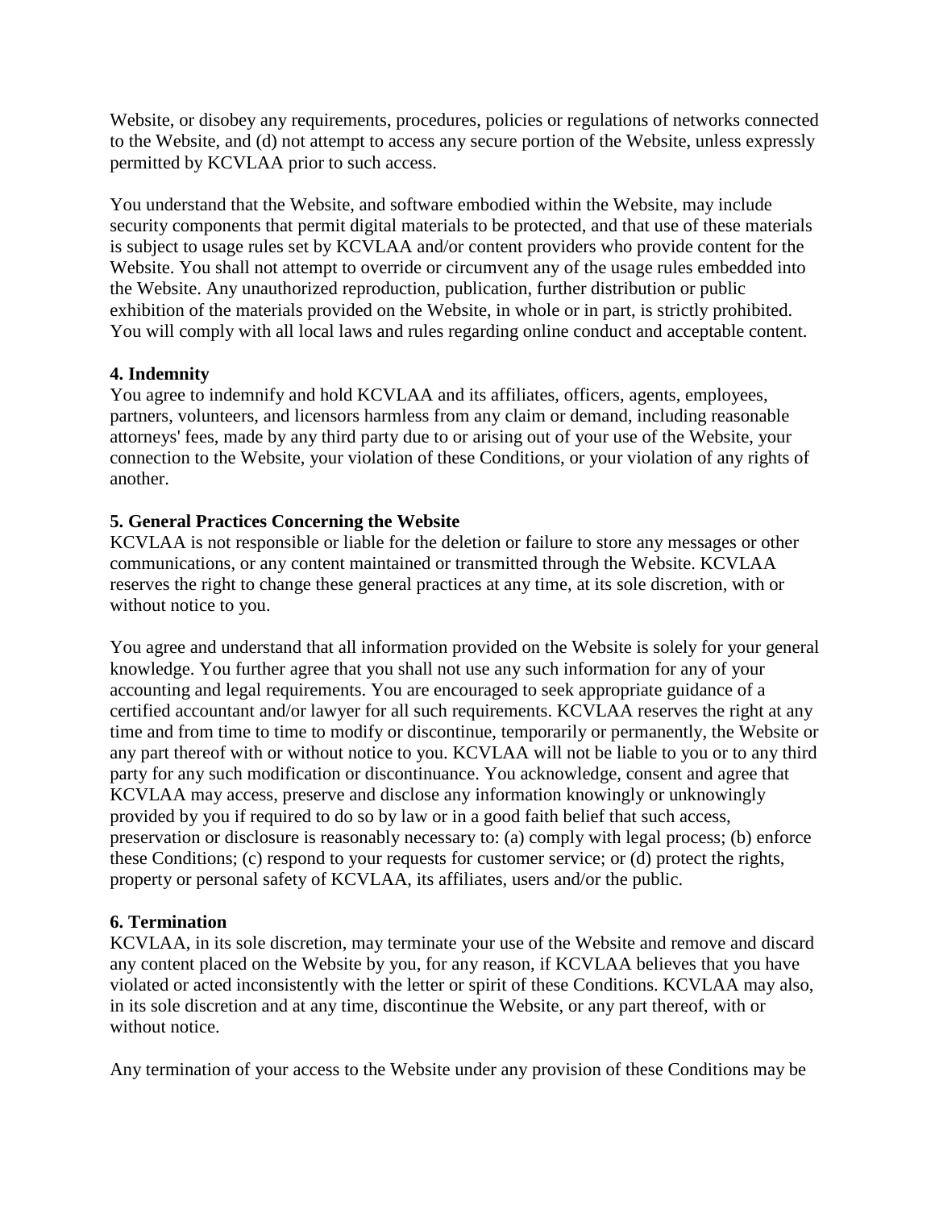Website, or disobey any requirements, procedures, policies or regulations of networks connected to the Website, and (d) not attempt to access any secure portion of the Website, unless expressly permitted by KCVLAA prior to such access.

You understand that the Website, and software embodied within the Website, may include security components that permit digital materials to be protected, and that use of these materials is subject to usage rules set by KCVLAA and/or content providers who provide content for the Website. You shall not attempt to override or circumvent any of the usage rules embedded into the Website. Any unauthorized reproduction, publication, further distribution or public exhibition of the materials provided on the Website, in whole or in part, is strictly prohibited. You will comply with all local laws and rules regarding online conduct and acceptable content.

**4. Indemnity**
You agree to indemnify and hold KCVLAA and its affiliates, officers, agents, employees, partners, volunteers, and licensors harmless from any claim or demand, including reasonable attorneys' fees, made by any third party due to or arising out of your use of the Website, your connection to the Website, your violation of these Conditions, or your violation of any rights of another.

**5. General Practices Concerning the Website**
KCVLAA is not responsible or liable for the deletion or failure to store any messages or other communications, or any content maintained or transmitted through the Website. KCVLAA reserves the right to change these general practices at any time, at its sole discretion, with or without notice to you.

You agree and understand that all information provided on the Website is solely for your general knowledge. You further agree that you shall not use any such information for any of your accounting and legal requirements. You are encouraged to seek appropriate guidance of a certified accountant and/or lawyer for all such requirements. KCVLAA reserves the right at any time and from time to time to modify or discontinue, temporarily or permanently, the Website or any part thereof with or without notice to you. KCVLAA will not be liable to you or to any third party for any such modification or discontinuance. You acknowledge, consent and agree that KCVLAA may access, preserve and disclose any information knowingly or unknowingly provided by you if required to do so by law or in a good faith belief that such access, preservation or disclosure is reasonably necessary to: (a) comply with legal process; (b) enforce these Conditions; (c) respond to your requests for customer service; or (d) protect the rights, property or personal safety of KCVLAA, its affiliates, users and/or the public.

**6. Termination**
KCVLAA, in its sole discretion, may terminate your use of the Website and remove and discard any content placed on the Website by you, for any reason, if KCVLAA believes that you have violated or acted inconsistently with the letter or spirit of these Conditions. KCVLAA may also, in its sole discretion and at any time, discontinue the Website, or any part thereof, with or without notice.

Any termination of your access to the Website under any provision of these Conditions may be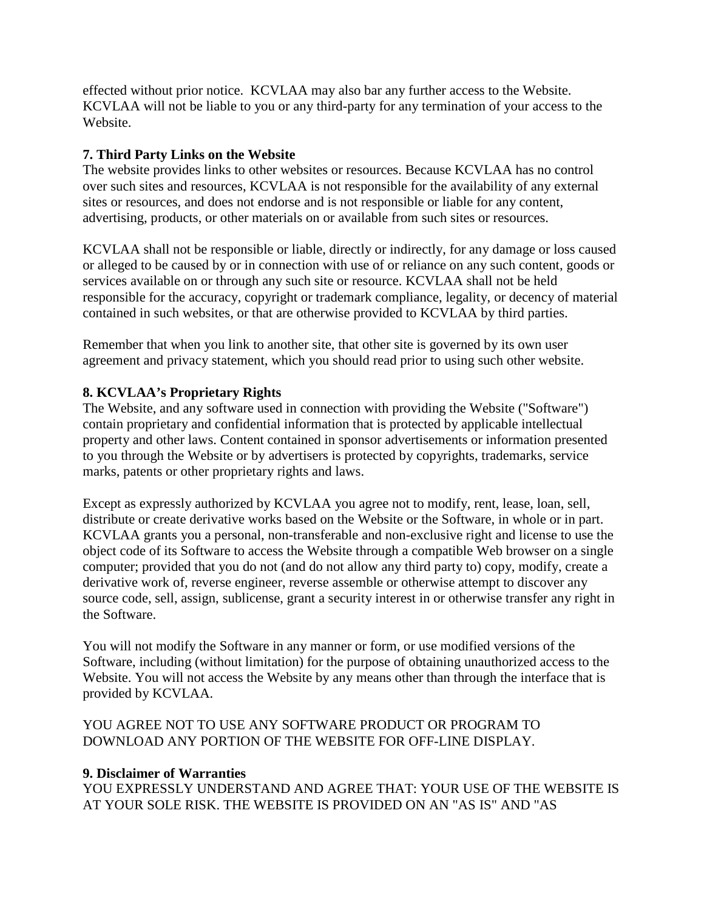effected without prior notice. KCVLAA may also bar any further access to the Website. KCVLAA will not be liable to you or any third-party for any termination of your access to the Website.

**7. Third Party Links on the Website**

The website provides links to other websites or resources. Because KCVLAA has no control over such sites and resources, KCVLAA is not responsible for the availability of any external sites or resources, and does not endorse and is not responsible or liable for any content, advertising, products, or other materials on or available from such sites or resources.

KCVLAA shall not be responsible or liable, directly or indirectly, for any damage or loss caused or alleged to be caused by or in connection with use of or reliance on any such content, goods or services available on or through any such site or resource. KCVLAA shall not be held responsible for the accuracy, copyright or trademark compliance, legality, or decency of material contained in such websites, or that are otherwise provided to KCVLAA by third parties.

Remember that when you link to another site, that other site is governed by its own user agreement and privacy statement, which you should read prior to using such other website.

**8. KCVLAA's Proprietary Rights**

The Website, and any software used in connection with providing the Website ("Software") contain proprietary and confidential information that is protected by applicable intellectual property and other laws. Content contained in sponsor advertisements or information presented to you through the Website or by advertisers is protected by copyrights, trademarks, service marks, patents or other proprietary rights and laws.

Except as expressly authorized by KCVLAA you agree not to modify, rent, lease, loan, sell, distribute or create derivative works based on the Website or the Software, in whole or in part. KCVLAA grants you a personal, non-transferable and non-exclusive right and license to use the object code of its Software to access the Website through a compatible Web browser on a single computer; provided that you do not (and do not allow any third party to) copy, modify, create a derivative work of, reverse engineer, reverse assemble or otherwise attempt to discover any source code, sell, assign, sublicense, grant a security interest in or otherwise transfer any right in the Software.

You will not modify the Software in any manner or form, or use modified versions of the Software, including (without limitation) for the purpose of obtaining unauthorized access to the Website. You will not access the Website by any means other than through the interface that is provided by KCVLAA.

YOU AGREE NOT TO USE ANY SOFTWARE PRODUCT OR PROGRAM TO DOWNLOAD ANY PORTION OF THE WEBSITE FOR OFF-LINE DISPLAY.

**9. Disclaimer of Warranties**

YOU EXPRESSLY UNDERSTAND AND AGREE THAT: YOUR USE OF THE WEBSITE IS AT YOUR SOLE RISK. THE WEBSITE IS PROVIDED ON AN "AS IS" AND "AS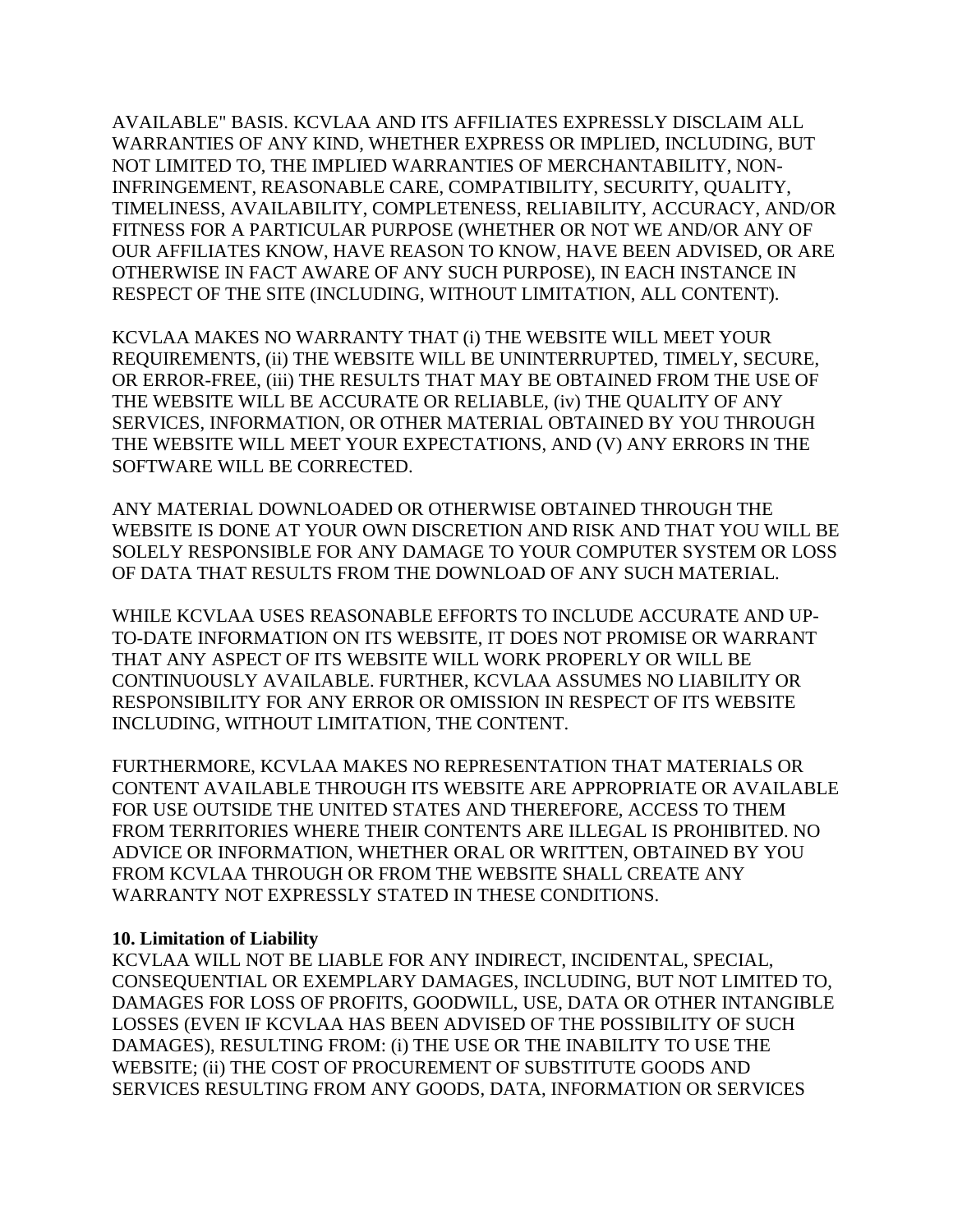AVAILABLE" BASIS. KCVLAA AND ITS AFFILIATES EXPRESSLY DISCLAIM ALL WARRANTIES OF ANY KIND, WHETHER EXPRESS OR IMPLIED, INCLUDING, BUT NOT LIMITED TO, THE IMPLIED WARRANTIES OF MERCHANTABILITY, NON-INFRINGEMENT, REASONABLE CARE, COMPATIBILITY, SECURITY, QUALITY, TIMELINESS, AVAILABILITY, COMPLETENESS, RELIABILITY, ACCURACY, AND/OR FITNESS FOR A PARTICULAR PURPOSE (WHETHER OR NOT WE AND/OR ANY OF OUR AFFILIATES KNOW, HAVE REASON TO KNOW, HAVE BEEN ADVISED, OR ARE OTHERWISE IN FACT AWARE OF ANY SUCH PURPOSE), IN EACH INSTANCE IN RESPECT OF THE SITE (INCLUDING, WITHOUT LIMITATION, ALL CONTENT).

KCVLAA MAKES NO WARRANTY THAT (i) THE WEBSITE WILL MEET YOUR REQUIREMENTS, (ii) THE WEBSITE WILL BE UNINTERRUPTED, TIMELY, SECURE, OR ERROR-FREE, (iii) THE RESULTS THAT MAY BE OBTAINED FROM THE USE OF THE WEBSITE WILL BE ACCURATE OR RELIABLE, (iv) THE QUALITY OF ANY SERVICES, INFORMATION, OR OTHER MATERIAL OBTAINED BY YOU THROUGH THE WEBSITE WILL MEET YOUR EXPECTATIONS, AND (V) ANY ERRORS IN THE SOFTWARE WILL BE CORRECTED.

ANY MATERIAL DOWNLOADED OR OTHERWISE OBTAINED THROUGH THE WEBSITE IS DONE AT YOUR OWN DISCRETION AND RISK AND THAT YOU WILL BE SOLELY RESPONSIBLE FOR ANY DAMAGE TO YOUR COMPUTER SYSTEM OR LOSS OF DATA THAT RESULTS FROM THE DOWNLOAD OF ANY SUCH MATERIAL.

WHILE KCVLAA USES REASONABLE EFFORTS TO INCLUDE ACCURATE AND UP-TO-DATE INFORMATION ON ITS WEBSITE, IT DOES NOT PROMISE OR WARRANT THAT ANY ASPECT OF ITS WEBSITE WILL WORK PROPERLY OR WILL BE CONTINUOUSLY AVAILABLE. FURTHER, KCVLAA ASSUMES NO LIABILITY OR RESPONSIBILITY FOR ANY ERROR OR OMISSION IN RESPECT OF ITS WEBSITE INCLUDING, WITHOUT LIMITATION, THE CONTENT.

FURTHERMORE, KCVLAA MAKES NO REPRESENTATION THAT MATERIALS OR CONTENT AVAILABLE THROUGH ITS WEBSITE ARE APPROPRIATE OR AVAILABLE FOR USE OUTSIDE THE UNITED STATES AND THEREFORE, ACCESS TO THEM FROM TERRITORIES WHERE THEIR CONTENTS ARE ILLEGAL IS PROHIBITED. NO ADVICE OR INFORMATION, WHETHER ORAL OR WRITTEN, OBTAINED BY YOU FROM KCVLAA THROUGH OR FROM THE WEBSITE SHALL CREATE ANY WARRANTY NOT EXPRESSLY STATED IN THESE CONDITIONS.

**10. Limitation of Liability**

KCVLAA WILL NOT BE LIABLE FOR ANY INDIRECT, INCIDENTAL, SPECIAL, CONSEQUENTIAL OR EXEMPLARY DAMAGES, INCLUDING, BUT NOT LIMITED TO, DAMAGES FOR LOSS OF PROFITS, GOODWILL, USE, DATA OR OTHER INTANGIBLE LOSSES (EVEN IF KCVLAA HAS BEEN ADVISED OF THE POSSIBILITY OF SUCH DAMAGES), RESULTING FROM: (i) THE USE OR THE INABILITY TO USE THE WEBSITE; (ii) THE COST OF PROCUREMENT OF SUBSTITUTE GOODS AND SERVICES RESULTING FROM ANY GOODS, DATA, INFORMATION OR SERVICES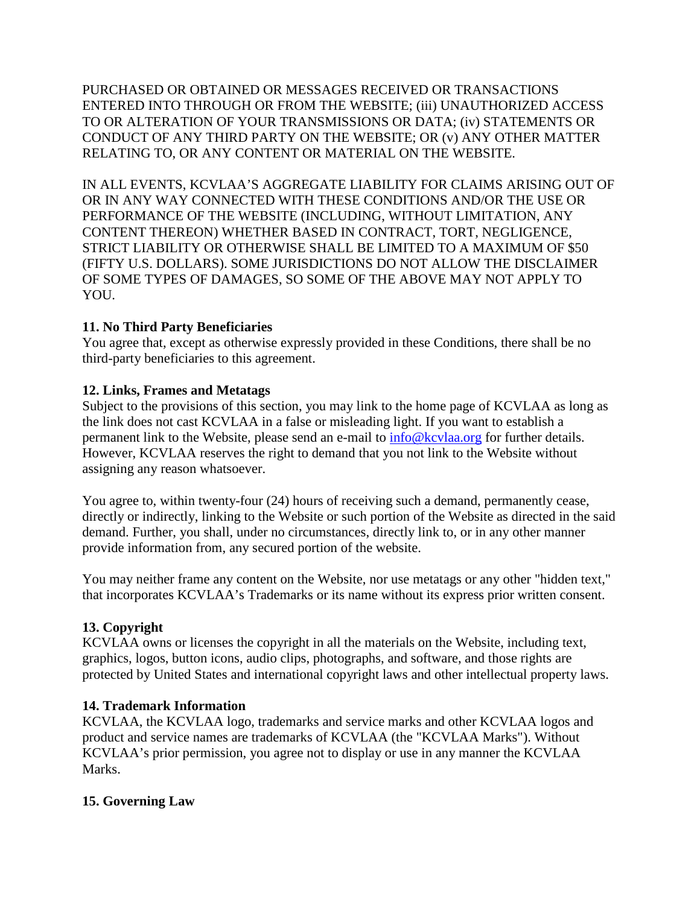PURCHASED OR OBTAINED OR MESSAGES RECEIVED OR TRANSACTIONS ENTERED INTO THROUGH OR FROM THE WEBSITE; (iii) UNAUTHORIZED ACCESS TO OR ALTERATION OF YOUR TRANSMISSIONS OR DATA; (iv) STATEMENTS OR CONDUCT OF ANY THIRD PARTY ON THE WEBSITE; OR (v) ANY OTHER MATTER RELATING TO, OR ANY CONTENT OR MATERIAL ON THE WEBSITE.

IN ALL EVENTS, KCVLAA'S AGGREGATE LIABILITY FOR CLAIMS ARISING OUT OF OR IN ANY WAY CONNECTED WITH THESE CONDITIONS AND/OR THE USE OR PERFORMANCE OF THE WEBSITE (INCLUDING, WITHOUT LIMITATION, ANY CONTENT THEREON) WHETHER BASED IN CONTRACT, TORT, NEGLIGENCE, STRICT LIABILITY OR OTHERWISE SHALL BE LIMITED TO A MAXIMUM OF $50 (FIFTY U.S. DOLLARS). SOME JURISDICTIONS DO NOT ALLOW THE DISCLAIMER OF SOME TYPES OF DAMAGES, SO SOME OF THE ABOVE MAY NOT APPLY TO YOU.

**11. No Third Party Beneficiaries**

You agree that, except as otherwise expressly provided in these Conditions, there shall be no third-party beneficiaries to this agreement.

**12. Links, Frames and Metatags**

Subject to the provisions of this section, you may link to the home page of KCVLAA as long as the link does not cast KCVLAA in a false or misleading light. If you want to establish a permanent link to the Website, please send an e-mail to info@kcvlaa.org for further details. However, KCVLAA reserves the right to demand that you not link to the Website without assigning any reason whatsoever.

You agree to, within twenty-four (24) hours of receiving such a demand, permanently cease, directly or indirectly, linking to the Website or such portion of the Website as directed in the said demand. Further, you shall, under no circumstances, directly link to, or in any other manner provide information from, any secured portion of the website.

You may neither frame any content on the Website, nor use metatags or any other "hidden text," that incorporates KCVLAA's Trademarks or its name without its express prior written consent.

**13. Copyright**

KCVLAA owns or licenses the copyright in all the materials on the Website, including text, graphics, logos, button icons, audio clips, photographs, and software, and those rights are protected by United States and international copyright laws and other intellectual property laws.

**14. Trademark Information**

KCVLAA, the KCVLAA logo, trademarks and service marks and other KCVLAA logos and product and service names are trademarks of KCVLAA (the "KCVLAA Marks"). Without KCVLAA's prior permission, you agree not to display or use in any manner the KCVLAA Marks.

**15. Governing Law**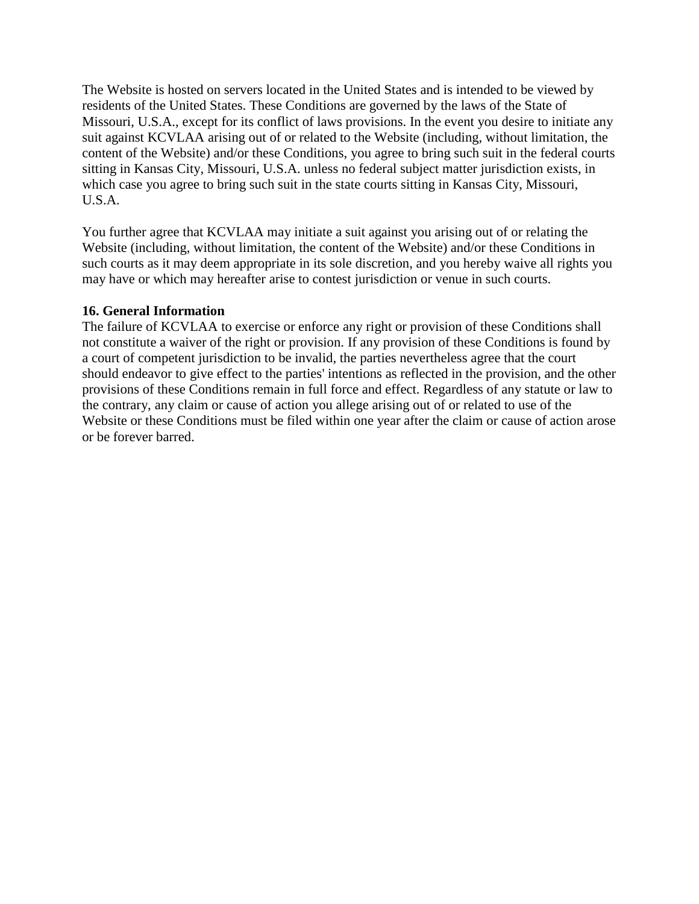The Website is hosted on servers located in the United States and is intended to be viewed by residents of the United States. These Conditions are governed by the laws of the State of Missouri, U.S.A., except for its conflict of laws provisions. In the event you desire to initiate any suit against KCVLAA arising out of or related to the Website (including, without limitation, the content of the Website) and/or these Conditions, you agree to bring such suit in the federal courts sitting in Kansas City, Missouri, U.S.A. unless no federal subject matter jurisdiction exists, in which case you agree to bring such suit in the state courts sitting in Kansas City, Missouri, U.S.A.

You further agree that KCVLAA may initiate a suit against you arising out of or relating the Website (including, without limitation, the content of the Website) and/or these Conditions in such courts as it may deem appropriate in its sole discretion, and you hereby waive all rights you may have or which may hereafter arise to contest jurisdiction or venue in such courts.

**16. General Information**

The failure of KCVLAA to exercise or enforce any right or provision of these Conditions shall not constitute a waiver of the right or provision. If any provision of these Conditions is found by a court of competent jurisdiction to be invalid, the parties nevertheless agree that the court should endeavor to give effect to the parties' intentions as reflected in the provision, and the other provisions of these Conditions remain in full force and effect. Regardless of any statute or law to the contrary, any claim or cause of action you allege arising out of or related to use of the Website or these Conditions must be filed within one year after the claim or cause of action arose or be forever barred.